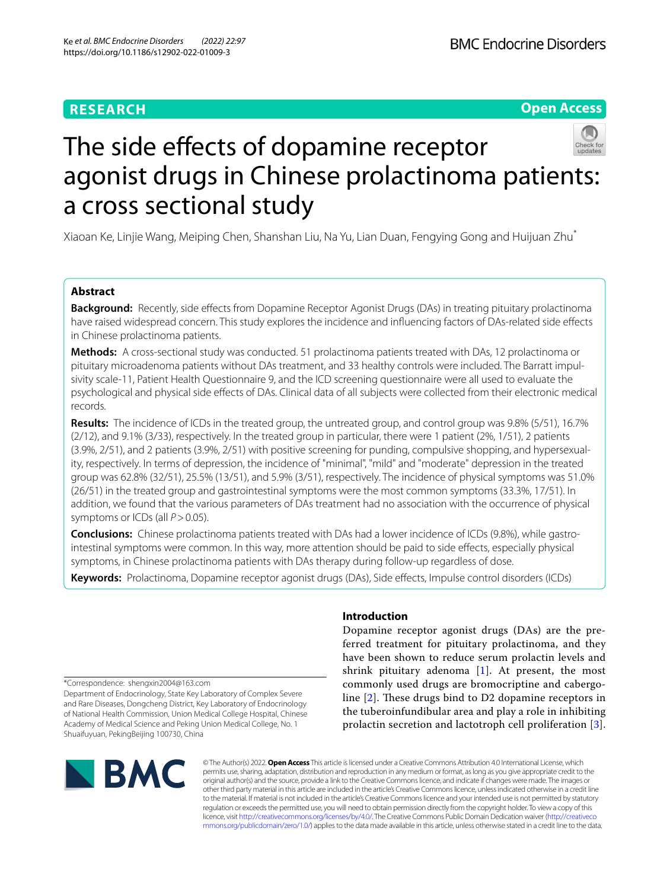RESEARCH

Open Access

# The side effects of dopamine receptor agonist drugs in Chinese prolactinoma patients: a cross sectional study

Xiaoan Ke, Linjie Wang, Meiping Chen, Shanshan Liu, Na Yu, Lian Duan, Fengying Gong and Huijuan Zhu*

## Abstract

**Background:** Recently, side effects from Dopamine Receptor Agonist Drugs (DAs) in treating pituitary prolactinoma have raised widespread concern. This study explores the incidence and influencing factors of DAs-related side effects in Chinese prolactinoma patients.

**Methods:** A cross-sectional study was conducted. 51 prolactinoma patients treated with DAs, 12 prolactinoma or pituitary microadenoma patients without DAs treatment, and 33 healthy controls were included. The Barratt impulsivity scale-11, Patient Health Questionnaire 9, and the ICD screening questionnaire were all used to evaluate the psychological and physical side effects of DAs. Clinical data of all subjects were collected from their electronic medical records.

**Results:** The incidence of ICDs in the treated group, the untreated group, and control group was 9.8% (5/51), 16.7% (2/12), and 9.1% (3/33), respectively. In the treated group in particular, there were 1 patient (2%, 1/51), 2 patients (3.9%, 2/51), and 2 patients (3.9%, 2/51) with positive screening for punding, compulsive shopping, and hypersexuality, respectively. In terms of depression, the incidence of "minimal", "mild" and "moderate" depression in the treated group was 62.8% (32/51), 25.5% (13/51), and 5.9% (3/51), respectively. The incidence of physical symptoms was 51.0% (26/51) in the treated group and gastrointestinal symptoms were the most common symptoms (33.3%, 17/51). In addition, we found that the various parameters of DAs treatment had no association with the occurrence of physical symptoms or ICDs (all $P > 0.05$).

**Conclusions:** Chinese prolactinoma patients treated with DAs had a lower incidence of ICDs (9.8%), while gastrointestinal symptoms were common. In this way, more attention should be paid to side effects, especially physical symptoms, in Chinese prolactinoma patients with DAs therapy during follow-up regardless of dose.

**Keywords:** Prolactinoma, Dopamine receptor agonist drugs (DAs), Side effects, Impulse control disorders (ICDs)

*Correspondence: shengxin2004@163.com
Department of Endocrinology, State Key Laboratory of Complex Severe and Rare Diseases, Dongcheng District, Key Laboratory of Endocrinology of National Health Commission, Union Medical College Hospital, Chinese Academy of Medical Science and Peking Union Medical College, No. 1 Shuaifuyuan, PekingBeijing 100730, China

## Introduction

Dopamine receptor agonist drugs (DAs) are the preferred treatment for pituitary prolactinoma, and they have been shown to reduce serum prolactin levels and shrink pituitary adenoma [1]. At present, the most commonly used drugs are bromocriptine and cabergoline [2]. These drugs bind to D2 dopamine receptors in the tuberoinfundibular area and play a role in inhibiting prolactin secretion and lactotroph cell proliferation [3].

© The Author(s) 2022. **Open Access** This article is licensed under a Creative Commons Attribution 4.0 International License, which permits use, sharing, adaptation, distribution and reproduction in any medium or format, as long as you give appropriate credit to the original author(s) and the source, provide a link to the Creative Commons licence, and indicate if changes were made. The images or other third party material in this article are included in the article's Creative Commons licence, unless indicated otherwise in a credit line to the material. If material is not included in the article's Creative Commons licence and your intended use is not permitted by statutory regulation or exceeds the permitted use, you will need to obtain permission directly from the copyright holder. To view a copy of this licence, visit http://creativecommons.org/licenses/by/4.0/. The Creative Commons Public Domain Dedication waiver (http://creativecommons.org/publicdomain/zero/1.0/) applies to the data made available in this article, unless otherwise stated in a credit line to the data.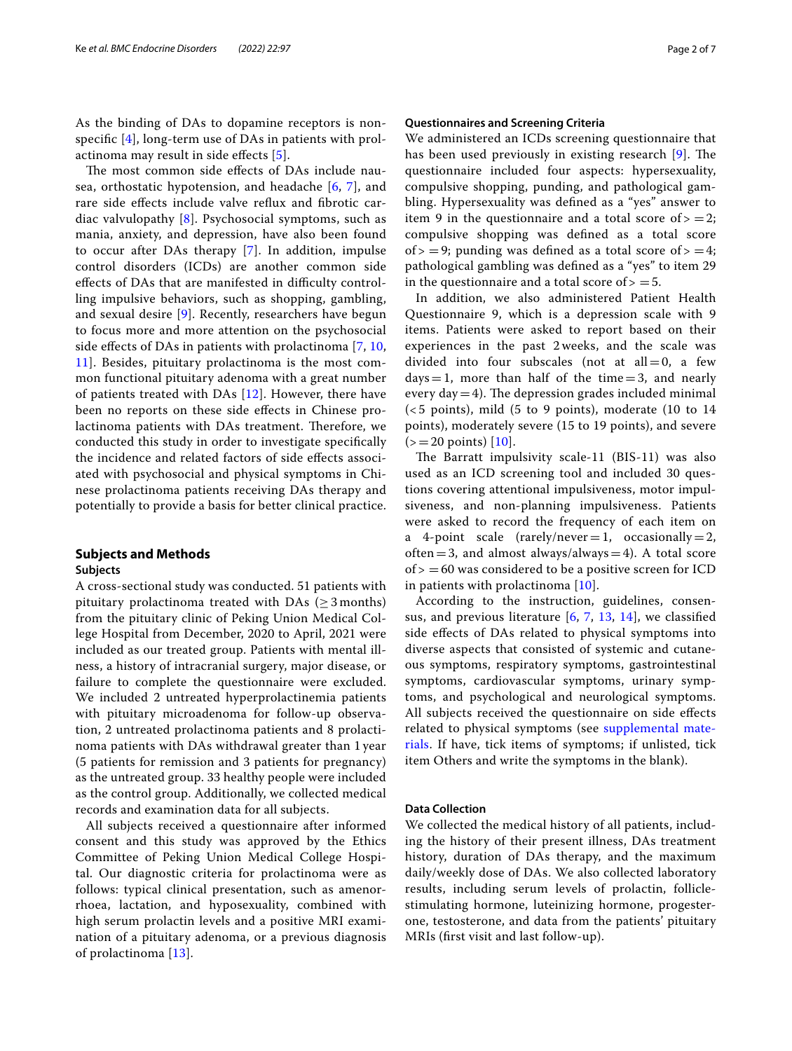As the binding of DAs to dopamine receptors is nonspecific [4], long-term use of DAs in patients with prolactinoma may result in side effects [5].

The most common side effects of DAs include nausea, orthostatic hypotension, and headache [6, 7], and rare side effects include valve reflux and fibrotic cardiac valvulopathy [8]. Psychosocial symptoms, such as mania, anxiety, and depression, have also been found to occur after DAs therapy [7]. In addition, impulse control disorders (ICDs) are another common side effects of DAs that are manifested in difficulty controlling impulsive behaviors, such as shopping, gambling, and sexual desire [9]. Recently, researchers have begun to focus more and more attention on the psychosocial side effects of DAs in patients with prolactinoma [7, 10, 11]. Besides, pituitary prolactinoma is the most common functional pituitary adenoma with a great number of patients treated with DAs [12]. However, there have been no reports on these side effects in Chinese prolactinoma patients with DAs treatment. Therefore, we conducted this study in order to investigate specifically the incidence and related factors of side effects associated with psychosocial and physical symptoms in Chinese prolactinoma patients receiving DAs therapy and potentially to provide a basis for better clinical practice.

## Subjects and Methods

### Subjects

A cross-sectional study was conducted. 51 patients with pituitary prolactinoma treated with DAs ($\geq$ 3 months) from the pituitary clinic of Peking Union Medical College Hospital from December, 2020 to April, 2021 were included as our treated group. Patients with mental illness, a history of intracranial surgery, major disease, or failure to complete the questionnaire were excluded. We included 2 untreated hyperprolactinemia patients with pituitary microadenoma for follow-up observation, 2 untreated prolactinoma patients and 8 prolactinoma patients with DAs withdrawal greater than 1 year (5 patients for remission and 3 patients for pregnancy) as the untreated group. 33 healthy people were included as the control group. Additionally, we collected medical records and examination data for all subjects.

All subjects received a questionnaire after informed consent and this study was approved by the Ethics Committee of Peking Union Medical College Hospital. Our diagnostic criteria for prolactinoma were as follows: typical clinical presentation, such as amenorrhoea, lactation, and hyposexuality, combined with high serum prolactin levels and a positive MRI examination of a pituitary adenoma, or a previous diagnosis of prolactinoma [13].

### Questionnaires and Screening Criteria

We administered an ICDs screening questionnaire that has been used previously in existing research [9]. The questionnaire included four aspects: hypersexuality, compulsive shopping, punding, and pathological gambling. Hypersexuality was defined as a "yes" answer to item 9 in the questionnaire and a total score of $> = 2$; compulsive shopping was defined as a total score of $> = 9$; punding was defined as a total score of $> = 4$; pathological gambling was defined as a "yes" to item 29 in the questionnaire and a total score of $> = 5$.

In addition, we also administered Patient Health Questionnaire 9, which is a depression scale with 9 items. Patients were asked to report based on their experiences in the past 2 weeks, and the scale was divided into four subscales (not at all = 0, a few days = 1, more than half of the time = 3, and nearly every day = 4). The depression grades included minimal (< 5 points), mild (5 to 9 points), moderate (10 to 14 points), moderately severe (15 to 19 points), and severe ($> = 20$ points) [10].

The Barratt impulsivity scale-11 (BIS-11) was also used as an ICD screening tool and included 30 questions covering attentional impulsiveness, motor impulsiveness, and non-planning impulsiveness. Patients were asked to record the frequency of each item on a 4-point scale (rarely/never = 1, occasionally = 2, often = 3, and almost always/always = 4). A total score of $> = 60$ was considered to be a positive screen for ICD in patients with prolactinoma [10].

According to the instruction, guidelines, consensus, and previous literature [6, 7, 13, 14], we classified side effects of DAs related to physical symptoms into diverse aspects that consisted of systemic and cutaneous symptoms, respiratory symptoms, gastrointestinal symptoms, cardiovascular symptoms, urinary symptoms, and psychological and neurological symptoms. All subjects received the questionnaire on side effects related to physical symptoms (see supplemental materials. If have, tick items of symptoms; if unlisted, tick item Others and write the symptoms in the blank).

### Data Collection

We collected the medical history of all patients, including the history of their present illness, DAs treatment history, duration of DAs therapy, and the maximum daily/weekly dose of DAs. We also collected laboratory results, including serum levels of prolactin, follicle-stimulating hormone, luteinizing hormone, progesterone, testosterone, and data from the patients' pituitary MRIs (first visit and last follow-up).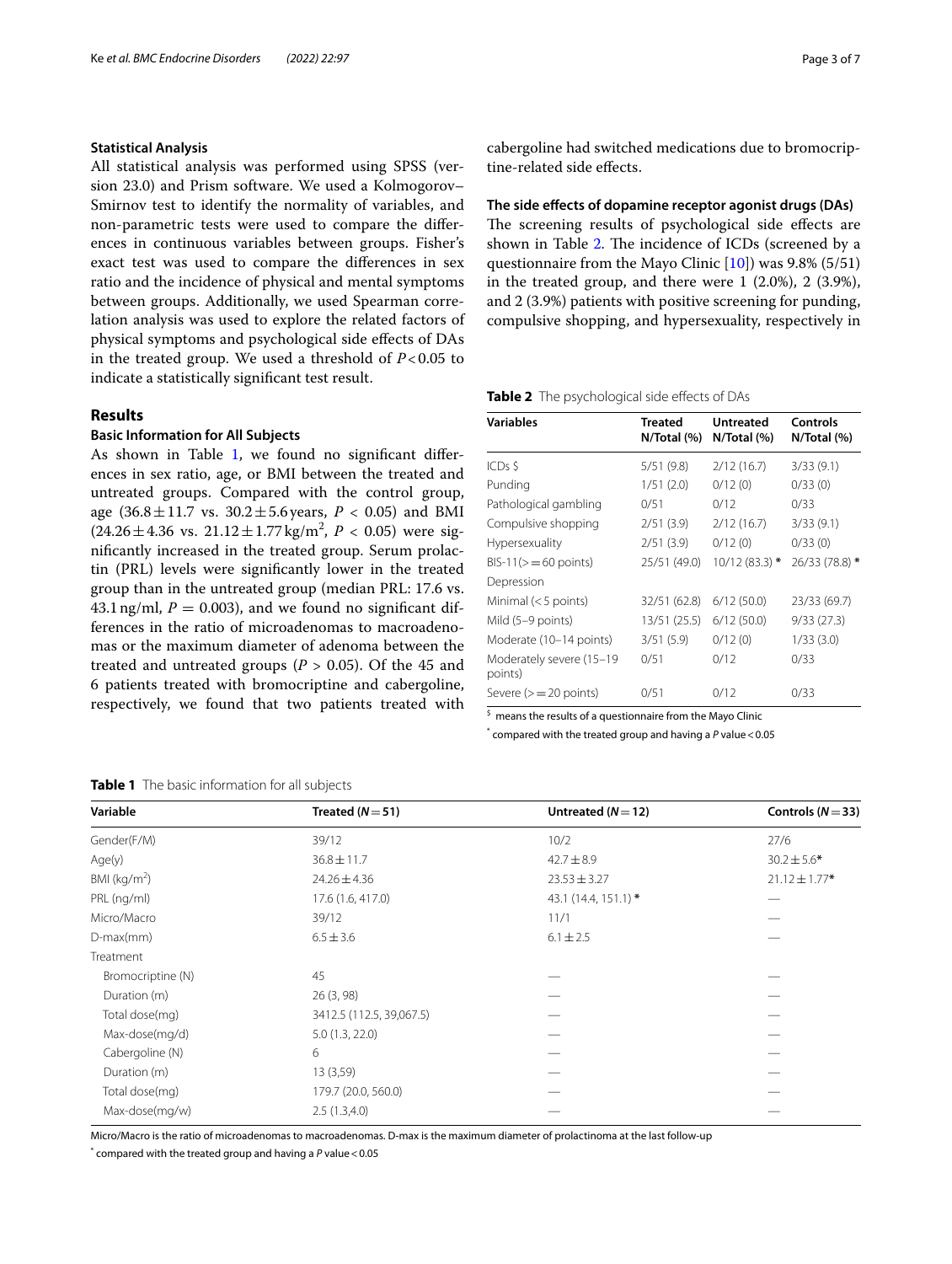### Statistical Analysis

All statistical analysis was performed using SPSS (version 23.0) and Prism software. We used a Kolmogorov–Smirnov test to identify the normality of variables, and non-parametric tests were used to compare the differences in continuous variables between groups. Fisher's exact test was used to compare the differences in sex ratio and the incidence of physical and mental symptoms between groups. Additionally, we used Spearman correlation analysis was used to explore the related factors of physical symptoms and psychological side effects of DAs in the treated group. We used a threshold of $P<0.05$ to indicate a statistically significant test result.

## Results

### Basic Information for All Subjects

As shown in Table 1, we found no significant differences in sex ratio, age, or BMI between the treated and untreated groups. Compared with the control group, age ($36.8 \pm 11.7$ vs. $30.2 \pm 5.6$ years, $P < 0.05$) and BMI ($24.26 \pm 4.36$ vs. $21.12 \pm 1.77\,kg/m^2$, $P < 0.05$) were significantly increased in the treated group. Serum prolactin (PRL) levels were significantly lower in the treated group than in the untreated group (median PRL: 17.6 vs. 43.1 ng/ml, $P = 0.003$), and we found no significant differences in the ratio of microadenomas to macroadenomas or the maximum diameter of adenoma between the treated and untreated groups ($P > 0.05$). Of the 45 and 6 patients treated with bromocriptine and cabergoline, respectively, we found that two patients treated with cabergoline had switched medications due to bromocriptine-related side effects.

### The side effects of dopamine receptor agonist drugs (DAs)

The screening results of psychological side effects are shown in Table 2. The incidence of ICDs (screened by a questionnaire from the Mayo Clinic [10]) was 9.8% (5/51) in the treated group, and there were 1 (2.0%), 2 (3.9%), and 2 (3.9%) patients with positive screening for punding, compulsive shopping, and hypersexuality, respectively in

**Table 2** The psychological side effects of DAs

| Variables | Treated N/Total (%) | Untreated N/Total (%) | Controls N/Total (%) |
|---|---|---|---|
| ICDs $ | 5/51 (9.8) | 2/12 (16.7) | 3/33 (9.1) |
| Punding | 1/51 (2.0) | 0/12 (0) | 0/33 (0) |
| Pathological gambling | 0/51 | 0/12 | 0/33 |
| Compulsive shopping | 2/51 (3.9) | 2/12 (16.7) | 3/33 (9.1) |
| Hypersexuality | 2/51 (3.9) | 0/12 (0) | 0/33 (0) |
| BIS-11(>=60 points) | 25/51 (49.0) | 10/12 (83.3) * | 26/33 (78.8) * |
| Depression | | | |
| Minimal (<5 points) | 32/51 (62.8) | 6/12 (50.0) | 23/33 (69.7) |
| Mild (5–9 points) | 13/51 (25.5) | 6/12 (50.0) | 9/33 (27.3) |
| Moderate (10–14 points) | 3/51 (5.9) | 0/12 (0) | 1/33 (3.0) |
| Moderately severe (15–19 points) | 0/51 | 0/12 | 0/33 |
| Severe (>=20 points) | 0/51 | 0/12 | 0/33 |

$ means the results of a questionnaire from the Mayo Clinic

\* compared with the treated group and having a $P$ value < 0.05

**Table 1** The basic information for all subjects

| Variable | Treated ($N=51$) | Untreated ($N=12$) | Controls ($N=33$) |
|---|---|---|---|
| Gender(F/M) | 39/12 | 10/2 | 27/6 |
| Age(y) | $36.8 \pm 11.7$ | $42.7 \pm 8.9$ | $30.2 \pm 5.6$* |
| BMI (kg/m$^2$) | $24.26 \pm 4.36$ | $23.53 \pm 3.27$ | $21.12 \pm 1.77$* |
| PRL (ng/ml) | 17.6 (1.6, 417.0) | 43.1 (14.4, 151.1) * | — |
| Micro/Macro | 39/12 | 11/1 | — |
| D-max(mm) | $6.5 \pm 3.6$ | $6.1 \pm 2.5$ | — |
| Treatment | | | |
| Bromocriptine (N) | 45 | — | — |
| Duration (m) | 26 (3, 98) | — | — |
| Total dose(mg) | 3412.5 (112.5, 39,067.5) | — | — |
| Max-dose(mg/d) | 5.0 (1.3, 22.0) | — | — |
| Cabergoline (N) | 6 | — | — |
| Duration (m) | 13 (3,59) | — | — |
| Total dose(mg) | 179.7 (20.0, 560.0) | — | — |
| Max-dose(mg/w) | 2.5 (1.3,4.0) | — | — |

Micro/Macro is the ratio of microadenomas to macroadenomas. D-max is the maximum diameter of prolactinoma at the last follow-up

\* compared with the treated group and having a $P$ value < 0.05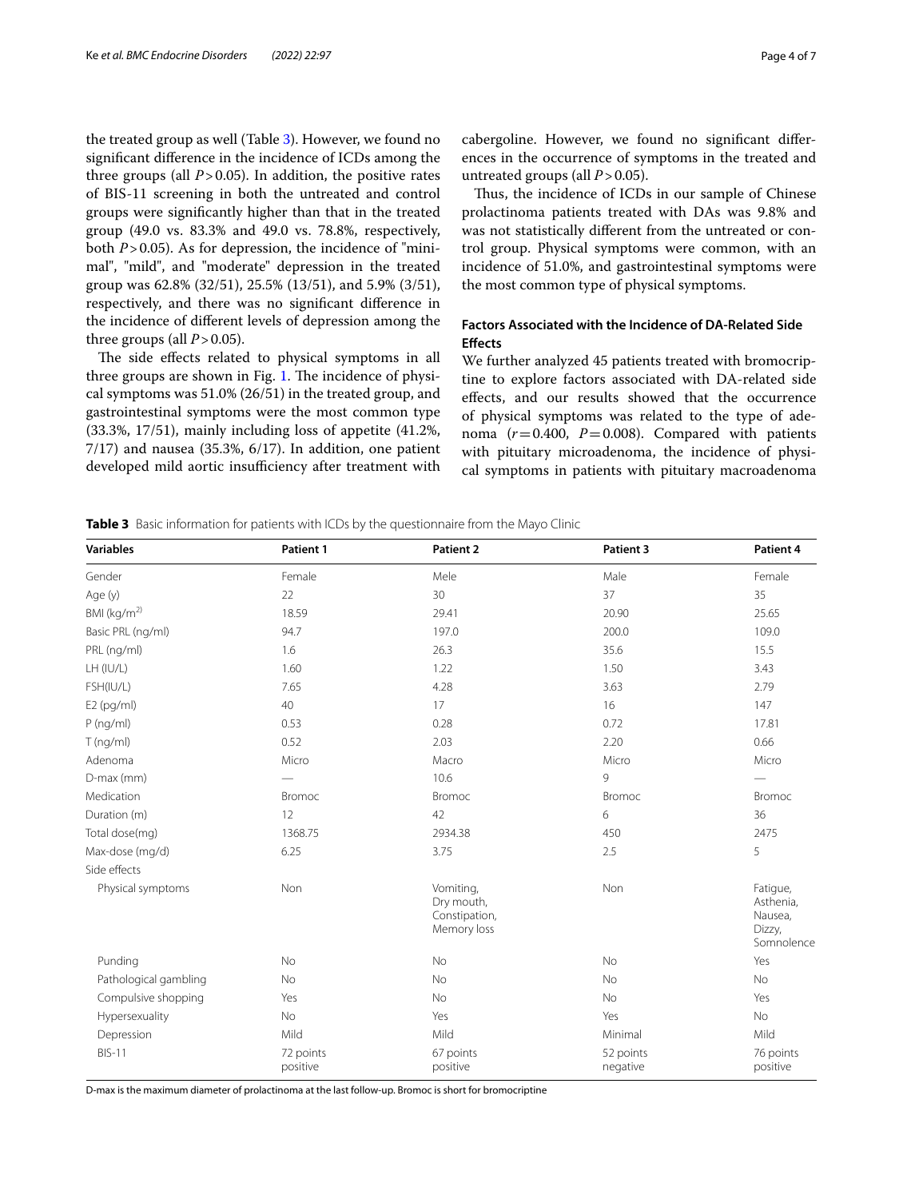the treated group as well (Table 3). However, we found no significant difference in the incidence of ICDs among the three groups (all $P > 0.05$). In addition, the positive rates of BIS-11 screening in both the untreated and control groups were significantly higher than that in the treated group (49.0 vs. 83.3% and 49.0 vs. 78.8%, respectively, both $P > 0.05$). As for depression, the incidence of "minimal", "mild", and "moderate" depression in the treated group was 62.8% (32/51), 25.5% (13/51), and 5.9% (3/51), respectively, and there was no significant difference in the incidence of different levels of depression among the three groups (all $P > 0.05$).

The side effects related to physical symptoms in all three groups are shown in Fig. 1. The incidence of physical symptoms was 51.0% (26/51) in the treated group, and gastrointestinal symptoms were the most common type (33.3%, 17/51), mainly including loss of appetite (41.2%, 7/17) and nausea (35.3%, 6/17). In addition, one patient developed mild aortic insufficiency after treatment with cabergoline. However, we found no significant differences in the occurrence of symptoms in the treated and untreated groups (all $P > 0.05$).

Thus, the incidence of ICDs in our sample of Chinese prolactinoma patients treated with DAs was 9.8% and was not statistically different from the untreated or control group. Physical symptoms were common, with an incidence of 51.0%, and gastrointestinal symptoms were the most common type of physical symptoms.

## Factors Associated with the Incidence of DA-Related Side Effects

We further analyzed 45 patients treated with bromocriptine to explore factors associated with DA-related side effects, and our results showed that the occurrence of physical symptoms was related to the type of adenoma ($r = 0.400$, $P = 0.008$). Compared with patients with pituitary microadenoma, the incidence of physical symptoms in patients with pituitary macroadenoma

**Table 3** Basic information for patients with ICDs by the questionnaire from the Mayo Clinic

| Variables | Patient 1 | Patient 2 | Patient 3 | Patient 4 |
|---|---|---|---|---|
| Gender | Female | Mele | Male | Female |
| Age (y) | 22 | 30 | 37 | 35 |
| BMI (kg/m$^{2)}$ | 18.59 | 29.41 | 20.90 | 25.65 |
| Basic PRL (ng/ml) | 94.7 | 197.0 | 200.0 | 109.0 |
| PRL (ng/ml) | 1.6 | 26.3 | 35.6 | 15.5 |
| LH (IU/L) | 1.60 | 1.22 | 1.50 | 3.43 |
| FSH(IU/L) | 7.65 | 4.28 | 3.63 | 2.79 |
| E2 (pg/ml) | 40 | 17 | 16 | 147 |
| P (ng/ml) | 0.53 | 0.28 | 0.72 | 17.81 |
| T (ng/ml) | 0.52 | 2.03 | 2.20 | 0.66 |
| Adenoma | Micro | Macro | Micro | Micro |
| D-max (mm) | — | 10.6 | 9 | — |
| Medication | Bromoc | Bromoc | Bromoc | Bromoc |
| Duration (m) | 12 | 42 | 6 | 36 |
| Total dose(mg) | 1368.75 | 2934.38 | 450 | 2475 |
| Max-dose (mg/d) | 6.25 | 3.75 | 2.5 | 5 |
| Side effects | | | | |
| Physical symptoms | Non | Vomiting, Dry mouth, Constipation, Memory loss | Non | Fatigue, Asthenia, Nausea, Dizzy, Somnolence |
| Punding | No | No | No | Yes |
| Pathological gambling | No | No | No | No |
| Compulsive shopping | Yes | No | No | Yes |
| Hypersexuality | No | Yes | Yes | No |
| Depression | Mild | Mild | Minimal | Mild |
| BIS-11 | 72 points positive | 67 points positive | 52 points negative | 76 points positive |

D-max is the maximum diameter of prolactinoma at the last follow-up. Bromoc is short for bromocriptine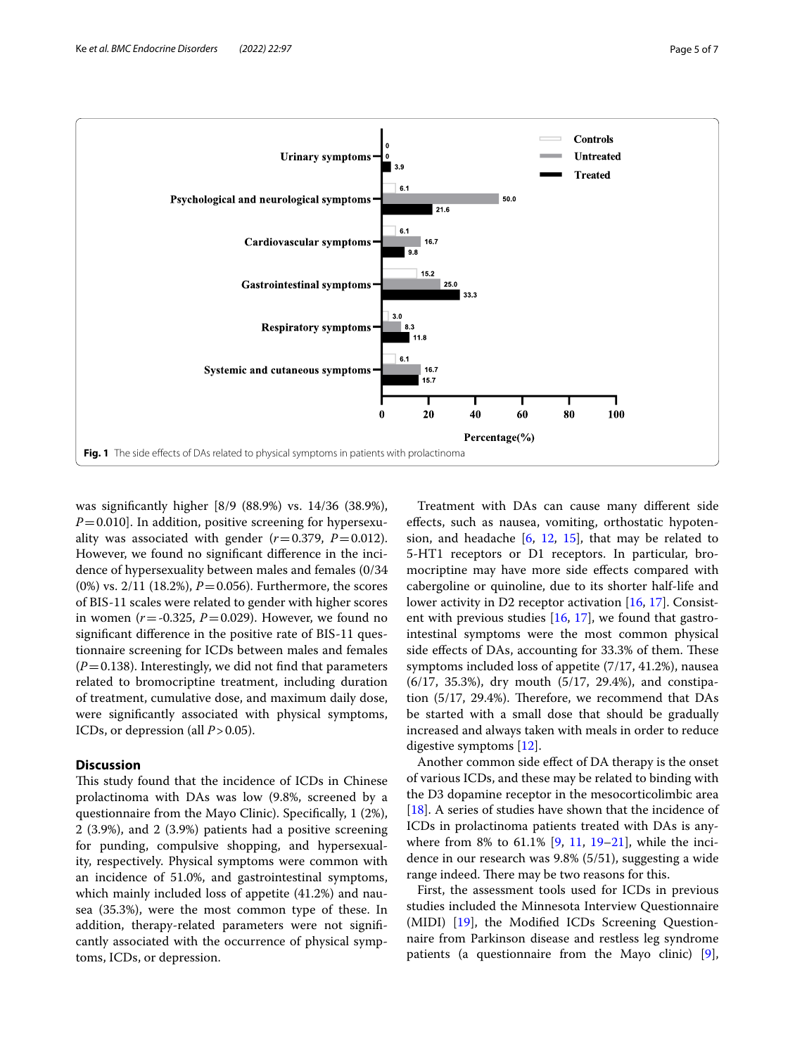Fig. 1 The side effects of DAs related to physical symptoms in patients with prolactinoma

was significantly higher [8/9 (88.9%) vs. 14/36 (38.9%), $P=0.010$]. In addition, positive screening for hypersexuality was associated with gender ($r=0.379$, $P=0.012$). However, we found no significant difference in the incidence of hypersexuality between males and females (0/34 (0%) vs. 2/11 (18.2%), $P=0.056$). Furthermore, the scores of BIS-11 scales were related to gender with higher scores in women ($r=-0.325$, $P=0.029$). However, we found no significant difference in the positive rate of BIS-11 questionnaire screening for ICDs between males and females ($P=0.138$). Interestingly, we did not find that parameters related to bromocriptine treatment, including duration of treatment, cumulative dose, and maximum daily dose, were significantly associated with physical symptoms, ICDs, or depression (all $P>0.05$).

## Discussion

This study found that the incidence of ICDs in Chinese prolactinoma with DAs was low (9.8%, screened by a questionnaire from the Mayo Clinic). Specifically, 1 (2%), 2 (3.9%), and 2 (3.9%) patients had a positive screening for punding, compulsive shopping, and hypersexuality, respectively. Physical symptoms were common with an incidence of 51.0%, and gastrointestinal symptoms, which mainly included loss of appetite (41.2%) and nausea (35.3%), were the most common type of these. In addition, therapy-related parameters were not significantly associated with the occurrence of physical symptoms, ICDs, or depression.

Treatment with DAs can cause many different side effects, such as nausea, vomiting, orthostatic hypotension, and headache [6, 12, 15], that may be related to 5-HT1 receptors or D1 receptors. In particular, bromocriptine may have more side effects compared with cabergoline or quinoline, due to its shorter half-life and lower activity in D2 receptor activation [16, 17]. Consistent with previous studies [16, 17], we found that gastrointestinal symptoms were the most common physical side effects of DAs, accounting for 33.3% of them. These symptoms included loss of appetite (7/17, 41.2%), nausea (6/17, 35.3%), dry mouth (5/17, 29.4%), and constipation (5/17, 29.4%). Therefore, we recommend that DAs be started with a small dose that should be gradually increased and always taken with meals in order to reduce digestive symptoms [12].

Another common side effect of DA therapy is the onset of various ICDs, and these may be related to binding with the D3 dopamine receptor in the mesocorticolimbic area [18]. A series of studies have shown that the incidence of ICDs in prolactinoma patients treated with DAs is anywhere from 8% to 61.1% [9, 11, 19–21], while the incidence in our research was 9.8% (5/51), suggesting a wide range indeed. There may be two reasons for this.

First, the assessment tools used for ICDs in previous studies included the Minnesota Interview Questionnaire (MIDI) [19], the Modified ICDs Screening Questionnaire from Parkinson disease and restless leg syndrome patients (a questionnaire from the Mayo clinic) [9],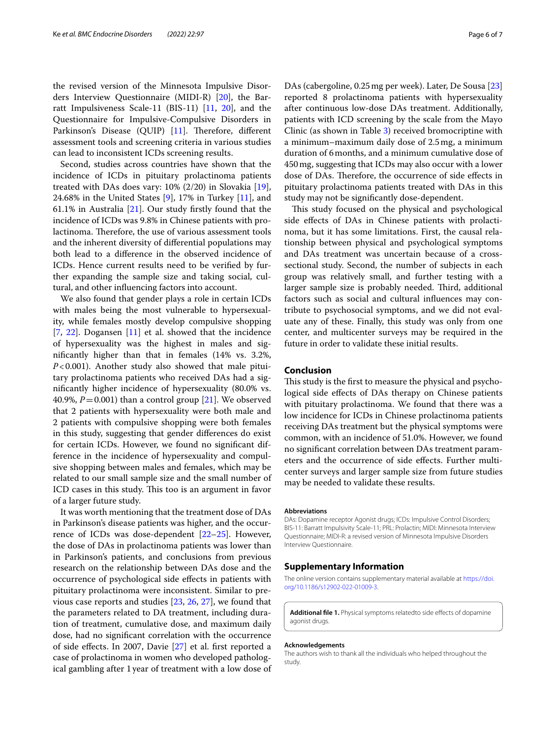the revised version of the Minnesota Impulsive Disorders Interview Questionnaire (MIDI-R) [20], the Barratt Impulsiveness Scale-11 (BIS-11) [11, 20], and the Questionnaire for Impulsive-Compulsive Disorders in Parkinson's Disease (QUIP) [11]. Therefore, different assessment tools and screening criteria in various studies can lead to inconsistent ICDs screening results.

Second, studies across countries have shown that the incidence of ICDs in pituitary prolactinoma patients treated with DAs does vary: 10% (2/20) in Slovakia [19], 24.68% in the United States [9], 17% in Turkey [11], and 61.1% in Australia [21]. Our study firstly found that the incidence of ICDs was 9.8% in Chinese patients with prolactinoma. Therefore, the use of various assessment tools and the inherent diversity of differential populations may both lead to a difference in the observed incidence of ICDs. Hence current results need to be verified by further expanding the sample size and taking social, cultural, and other influencing factors into account.

We also found that gender plays a role in certain ICDs with males being the most vulnerable to hypersexuality, while females mostly develop compulsive shopping [7, 22]. Dogansen [11] et al. showed that the incidence of hypersexuality was the highest in males and significantly higher than that in females (14% vs. 3.2%, $P<0.001$). Another study also showed that male pituitary prolactinoma patients who received DAs had a significantly higher incidence of hypersexuality (80.0% vs. 40.9%, $P=0.001$) than a control group [21]. We observed that 2 patients with hypersexuality were both male and 2 patients with compulsive shopping were both females in this study, suggesting that gender differences do exist for certain ICDs. However, we found no significant difference in the incidence of hypersexuality and compulsive shopping between males and females, which may be related to our small sample size and the small number of ICD cases in this study. This too is an argument in favor of a larger future study.

It was worth mentioning that the treatment dose of DAs in Parkinson's disease patients was higher, and the occurrence of ICDs was dose-dependent [22–25]. However, the dose of DAs in prolactinoma patients was lower than in Parkinson's patients, and conclusions from previous research on the relationship between DAs dose and the occurrence of psychological side effects in patients with pituitary prolactinoma were inconsistent. Similar to previous case reports and studies [23, 26, 27], we found that the parameters related to DA treatment, including duration of treatment, cumulative dose, and maximum daily dose, had no significant correlation with the occurrence of side effects. In 2007, Davie [27] et al. first reported a case of prolactinoma in women who developed pathological gambling after 1 year of treatment with a low dose of DAs (cabergoline, 0.25 mg per week). Later, De Sousa [23] reported 8 prolactinoma patients with hypersexuality after continuous low-dose DAs treatment. Additionally, patients with ICD screening by the scale from the Mayo Clinic (as shown in Table 3) received bromocriptine with a minimum–maximum daily dose of 2.5 mg, a minimum duration of 6 months, and a minimum cumulative dose of 450 mg, suggesting that ICDs may also occur with a lower dose of DAs. Therefore, the occurrence of side effects in pituitary prolactinoma patients treated with DAs in this study may not be significantly dose-dependent.

This study focused on the physical and psychological side effects of DAs in Chinese patients with prolactinoma, but it has some limitations. First, the causal relationship between physical and psychological symptoms and DAs treatment was uncertain because of a cross-sectional study. Second, the number of subjects in each group was relatively small, and further testing with a larger sample size is probably needed. Third, additional factors such as social and cultural influences may contribute to psychosocial symptoms, and we did not evaluate any of these. Finally, this study was only from one center, and multicenter surveys may be required in the future in order to validate these initial results.

## Conclusion

This study is the first to measure the physical and psychological side effects of DAs therapy on Chinese patients with pituitary prolactinoma. We found that there was a low incidence for ICDs in Chinese prolactinoma patients receiving DAs treatment but the physical symptoms were common, with an incidence of 51.0%. However, we found no significant correlation between DAs treatment parameters and the occurrence of side effects. Further multicenter surveys and larger sample size from future studies may be needed to validate these results.

### Abbreviations

DAs: Dopamine receptor Agonist drugs; ICDs: Impulsive Control Disorders; BIS-11: Barratt Impulsivity Scale-11; PRL: Prolactin; MIDI: Minnesota Interview Questionnaire; MIDI-R: a revised version of Minnesota Impulsive Disorders Interview Questionnaire.

## Supplementary Information

The online version contains supplementary material available at https://doi.org/10.1186/s12902-022-01009-3.

**Additional file 1.** Physical symptoms relatedto side effects of dopamine agonist drugs.

### Acknowledgements

The authors wish to thank all the individuals who helped throughout the study.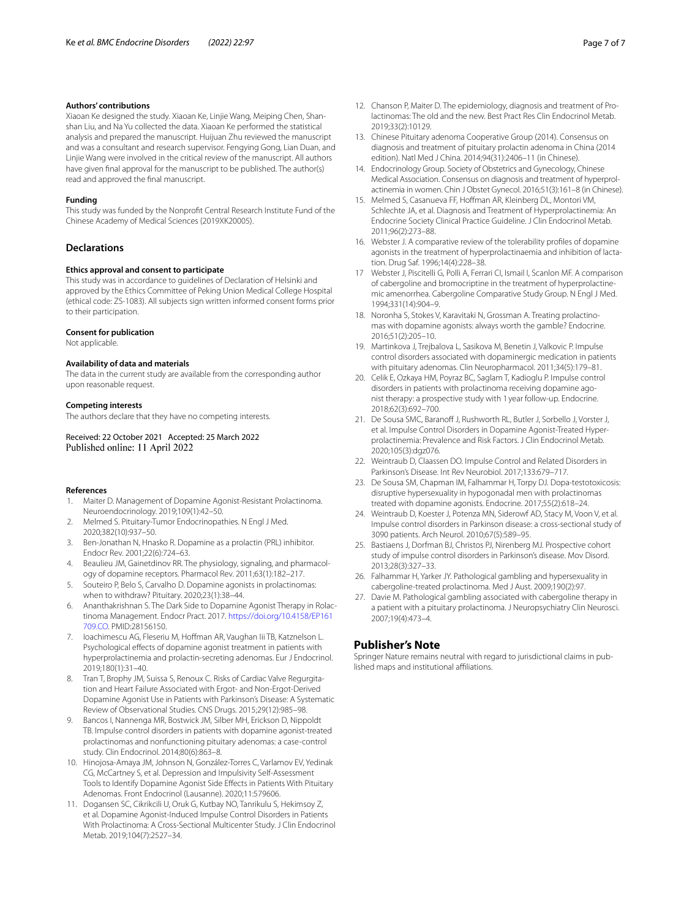#### Authors' contributions

Xiaoan Ke designed the study. Xiaoan Ke, Linjie Wang, Meiping Chen, Shanshan Liu, and Na Yu collected the data. Xiaoan Ke performed the statistical analysis and prepared the manuscript. Huijuan Zhu reviewed the manuscript and was a consultant and research supervisor. Fengying Gong, Lian Duan, and Linjie Wang were involved in the critical review of the manuscript. All authors have given final approval for the manuscript to be published. The author(s) read and approved the final manuscript.

#### Funding

This study was funded by the Nonprofit Central Research Institute Fund of the Chinese Academy of Medical Sciences (2019XK20005).

### Declarations

#### Ethics approval and consent to participate

This study was in accordance to guidelines of Declaration of Helsinki and approved by the Ethics Committee of Peking Union Medical College Hospital (ethical code: ZS-1083). All subjects sign written informed consent forms prior to their participation.

#### Consent for publication

Not applicable.

#### Availability of data and materials

The data in the current study are available from the corresponding author upon reasonable request.

#### Competing interests

The authors declare that they have no competing interests.

Received: 22 October 2021 Accepted: 25 March 2022
Published online: 11 April 2022

#### References

1. Maiter D. Management of Dopamine Agonist-Resistant Prolactinoma. Neuroendocrinology. 2019;109(1):42–50.
2. Melmed S. Pituitary-Tumor Endocrinopathies. N Engl J Med. 2020;382(10):937–50.
3. Ben-Jonathan N, Hnasko R. Dopamine as a prolactin (PRL) inhibitor. Endocr Rev. 2001;22(6):724–63.
4. Beaulieu JM, Gainetdinov RR. The physiology, signaling, and pharmacology of dopamine receptors. Pharmacol Rev. 2011;63(1):182–217.
5. Souteiro P, Belo S, Carvalho D. Dopamine agonists in prolactinomas: when to withdraw? Pituitary. 2020;23(1):38–44.
6. Ananthakrishnan S. The Dark Side to Dopamine Agonist Therapy in Rolactinoma Management. Endocr Pract. 2017. https://doi.org/10.4158/EP161709.CO. PMID:28156150.
7. Ioachimescu AG, Fleseriu M, Hoffman AR, Vaughan Iii TB, Katznelson L. Psychological effects of dopamine agonist treatment in patients with hyperprolactinemia and prolactin-secreting adenomas. Eur J Endocrinol. 2019;180(1):31–40.
8. Tran T, Brophy JM, Suissa S, Renoux C. Risks of Cardiac Valve Regurgitation and Heart Failure Associated with Ergot- and Non-Ergot-Derived Dopamine Agonist Use in Patients with Parkinson's Disease: A Systematic Review of Observational Studies. CNS Drugs. 2015;29(12):985–98.
9. Bancos I, Nannenga MR, Bostwick JM, Silber MH, Erickson D, Nippoldt TB. Impulse control disorders in patients with dopamine agonist-treated prolactinomas and nonfunctioning pituitary adenomas: a case-control study. Clin Endocrinol. 2014;80(6):863–8.
10. Hinojosa-Amaya JM, Johnson N, González-Torres C, Varlamov EV, Yedinak CG, McCartney S, et al. Depression and Impulsivity Self-Assessment Tools to Identify Dopamine Agonist Side Effects in Patients With Pituitary Adenomas. Front Endocrinol (Lausanne). 2020;11:579606.
11. Dogansen SC, Cikrikcili U, Oruk G, Kutbay NO, Tanrikulu S, Hekimsoy Z, et al. Dopamine Agonist-Induced Impulse Control Disorders in Patients With Prolactinoma: A Cross-Sectional Multicenter Study. J Clin Endocrinol Metab. 2019;104(7):2527–34.
12. Chanson P, Maiter D. The epidemiology, diagnosis and treatment of Prolactinomas: The old and the new. Best Pract Res Clin Endocrinol Metab. 2019;33(2):10129.
13. Chinese Pituitary adenoma Cooperative Group (2014). Consensus on diagnosis and treatment of pituitary prolactin adenoma in China (2014 edition). Natl Med J China. 2014;94(31):2406–11 (in Chinese).
14. Endocrinology Group. Society of Obstetrics and Gynecology, Chinese Medical Association. Consensus on diagnosis and treatment of hyperprolactinemia in women. Chin J Obstet Gynecol. 2016;51(3):161–8 (in Chinese).
15. Melmed S, Casanueva FF, Hoffman AR, Kleinberg DL, Montori VM, Schlechte JA, et al. Diagnosis and Treatment of Hyperprolactinemia: An Endocrine Society Clinical Practice Guideline. J Clin Endocrinol Metab. 2011;96(2):273–88.
16. Webster J. A comparative review of the tolerability profiles of dopamine agonists in the treatment of hyperprolactinaemia and inhibition of lactation. Drug Saf. 1996;14(4):228–38.
17. Webster J, Piscitelli G, Polli A, Ferrari CI, Ismail I, Scanlon MF. A comparison of cabergoline and bromocriptine in the treatment of hyperprolactinemic amenorrhea. Cabergoline Comparative Study Group. N Engl J Med. 1994;331(14):904–9.
18. Noronha S, Stokes V, Karavitaki N, Grossman A. Treating prolactinomas with dopamine agonists: always worth the gamble? Endocrine. 2016;51(2):205–10.
19. Martinkova J, Trejbalova L, Sasikova M, Benetin J, Valkovic P. Impulse control disorders associated with dopaminergic medication in patients with pituitary adenomas. Clin Neuropharmacol. 2011;34(5):179–81.
20. Celik E, Ozkaya HM, Poyraz BC, Saglam T, Kadioglu P. Impulse control disorders in patients with prolactinoma receiving dopamine agonist therapy: a prospective study with 1 year follow-up. Endocrine. 2018;62(3):692–700.
21. De Sousa SMC, Baranoff J, Rushworth RL, Butler J, Sorbello J, Vorster J, et al. Impulse Control Disorders in Dopamine Agonist-Treated Hyperprolactinemia: Prevalence and Risk Factors. J Clin Endocrinol Metab. 2020;105(3):dgz076.
22. Weintraub D, Claassen DO. Impulse Control and Related Disorders in Parkinson's Disease. Int Rev Neurobiol. 2017;133:679–717.
23. De Sousa SM, Chapman IM, Falhammar H, Torpy DJ. Dopa-testotoxicosis: disruptive hypersexuality in hypogonadal men with prolactinomas treated with dopamine agonists. Endocrine. 2017;55(2):618–24.
24. Weintraub D, Koester J, Potenza MN, Siderowf AD, Stacy M, Voon V, et al. Impulse control disorders in Parkinson disease: a cross-sectional study of 3090 patients. Arch Neurol. 2010;67(5):589–95.
25. Bastiaens J, Dorfman BJ, Christos PJ, Nirenberg MJ. Prospective cohort study of impulse control disorders in Parkinson's disease. Mov Disord. 2013;28(3):327–33.
26. Falhammar H, Yarker JY. Pathological gambling and hypersexuality in cabergoline-treated prolactinoma. Med J Aust. 2009;190(2):97.
27. Davie M. Pathological gambling associated with cabergoline therapy in a patient with a pituitary prolactinoma. J Neuropsychiatry Clin Neurosci. 2007;19(4):473–4.

## Publisher's Note

Springer Nature remains neutral with regard to jurisdictional claims in published maps and institutional affiliations.